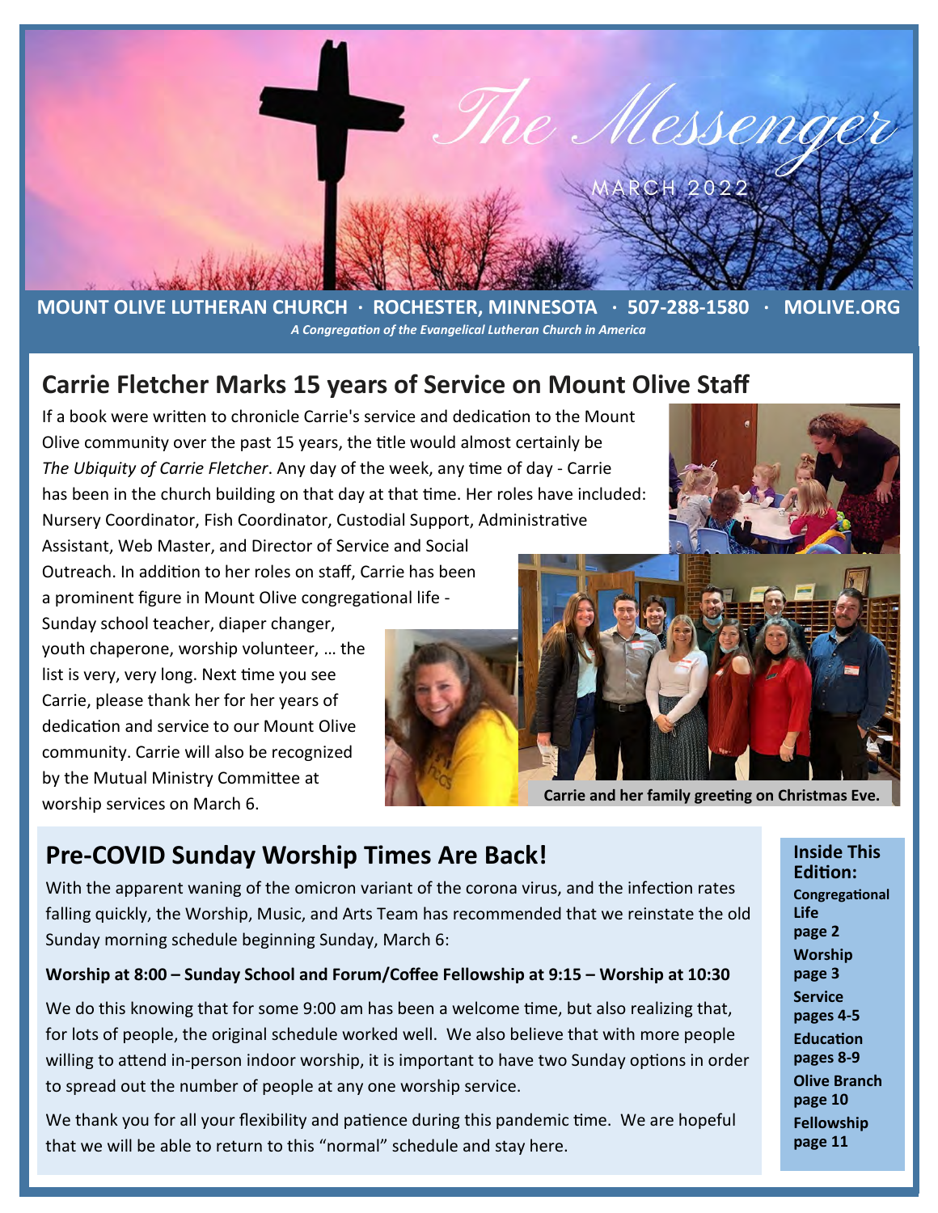# The Messenger

MARCH 2022

**MOUNT OLIVE LUTHERAN CHURCH · ROCHESTER, MINNESOTA · 507-288-1580 · MOLIVE.ORG**

*A Congregation of the Evangelical Lutheran Church in America*

## Carrie Fletcher Marks 15 years of Service on Mount Olive Staff

If a book were written to chronicle Carrie's service and dedication to the Mount Olive community over the past 15 years, the title would almost certainly be *The Ubiquity of Carrie Fletcher*. Any day of the week, any time of day - Carrie has been in the church building on that day at that time. Her roles have included: Nursery Coordinator, Fish Coordinator, Custodial Support, Administrative Assistant, Web Master, and Director of Service and Social Outreach. In addition to her roles on staff, Carrie has been a prominent figure in Mount Olive congregational life - Sunday school teacher, diaper changer, youth chaperone, worship volunteer, … the list is very, very long. Next time you see Carrie, please thank her for her years of dedication and service to our Mount Olive community. Carrie will also be recognized by the Mutual Ministry Committee at worship services on March 6.

**Carrie and her family greeting on Christmas Eve.**

## Pre-COVID Sunday Worship Times Are Back!

With the apparent waning of the omicron variant of the corona virus, and the infection rates falling quickly, the Worship, Music, and Arts Team has recommended that we reinstate the old Sunday morning schedule beginning Sunday, March 6:

**Worship at 8:00 – Sunday School and Forum/Coffee Fellowship at 9:15 – Worship at 10:30**

We do this knowing that for some 9:00 am has been a welcome time, but also realizing that, for lots of people, the original schedule worked well. We also believe that with more people willing to attend in-person indoor worship, it is important to have two Sunday options in order to spread out the number of people at any one worship service.

We thank you for all your flexibility and patience during this pandemic time. We are hopeful that we will be able to return to this "normal" schedule and stay here.

**Inside This Edition:**

- **Congregational Life** page 2
- **Worship** page 3
- **Service** pages 4-5
- **Education** pages 8-9
- **Olive Branch** page 10
- **Fellowship** page 11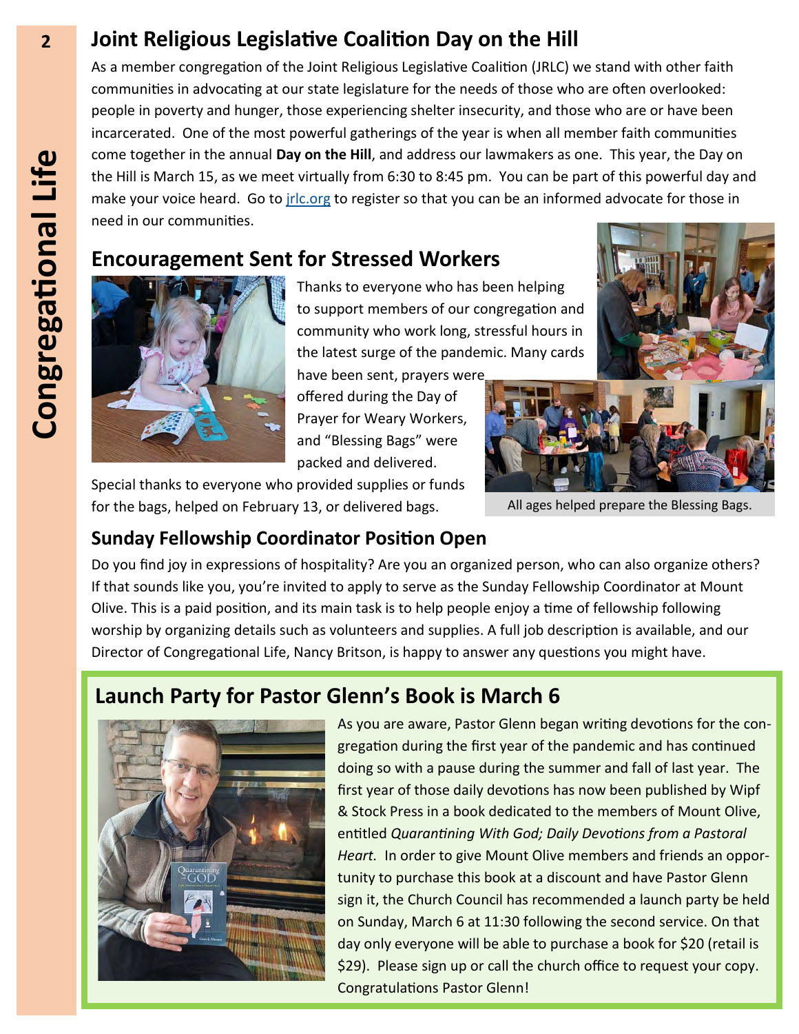# Joint Religious Legislative Coalition Day on the Hill

As a member congregation of the Joint Religious Legislative Coalition (JRLC) we stand with other faith communities in advocating at our state legislature for the needs of those who are often overlooked: people in poverty and hunger, those experiencing shelter insecurity, and those who are or have been incarcerated. One of the most powerful gatherings of the year is when all member faith communities come together in the annual **Day on the Hill**, and address our lawmakers as one. This year, the Day on the Hill is March 15, as we meet virtually from 6:30 to 8:45 pm. You can be part of this powerful day and make your voice heard. Go to jrlc.org to register so that you can be an informed advocate for those in need in our communities.

# Encouragement Sent for Stressed Workers

Thanks to everyone who has been helping to support members of our congregation and community who work long, stressful hours in the latest surge of the pandemic. Many cards have been sent, prayers were offered during the Day of Prayer for Weary Workers, and "Blessing Bags" were packed and delivered.

Special thanks to everyone who provided supplies or funds for the bags, helped on February 13, or delivered bags.

All ages helped prepare the Blessing Bags.

## Sunday Fellowship Coordinator Position Open

Do you find joy in expressions of hospitality? Are you an organized person, who can also organize others? If that sounds like you, you're invited to apply to serve as the Sunday Fellowship Coordinator at Mount Olive. This is a paid position, and its main task is to help people enjoy a time of fellowship following worship by organizing details such as volunteers and supplies. A full job description is available, and our Director of Congregational Life, Nancy Britson, is happy to answer any questions you might have.

# Launch Party for Pastor Glenn's Book is March 6

As you are aware, Pastor Glenn began writing devotions for the congregation during the first year of the pandemic and has continued doing so with a pause during the summer and fall of last year. The first year of those daily devotions has now been published by Wipf & Stock Press in a book dedicated to the members of Mount Olive, entitled *Quarantining With God; Daily Devotions from a Pastoral Heart.* In order to give Mount Olive members and friends an opportunity to purchase this book at a discount and have Pastor Glenn sign it, the Church Council has recommended a launch party be held on Sunday, March 6 at 11:30 following the second service. On that day only everyone will be able to purchase a book for $20 (retail is $29). Please sign up or call the church office to request your copy. Congratulations Pastor Glenn!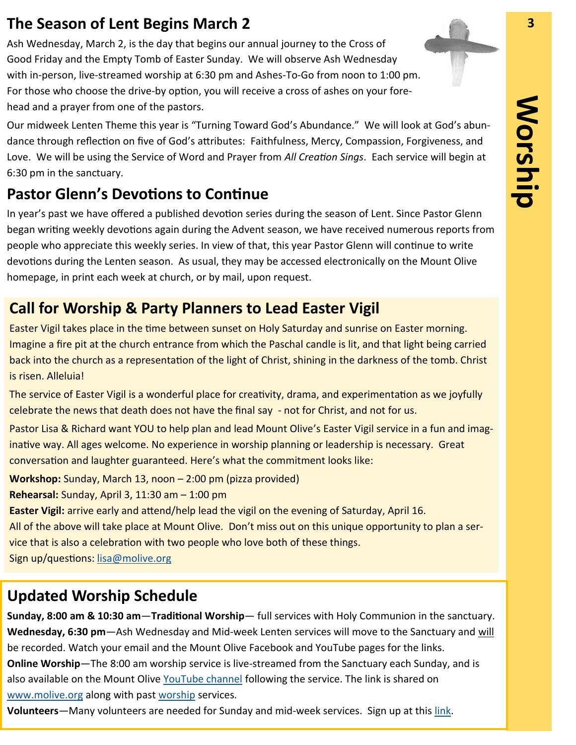## The Season of Lent Begins March 2

Ash Wednesday, March 2, is the day that begins our annual journey to the Cross of Good Friday and the Empty Tomb of Easter Sunday. We will observe Ash Wednesday with in-person, live-streamed worship at 6:30 pm and Ashes-To-Go from noon to 1:00 pm. For those who choose the drive-by option, you will receive a cross of ashes on your forehead and a prayer from one of the pastors.

Our midweek Lenten Theme this year is "Turning Toward God's Abundance." We will look at God's abundance through reflection on five of God's attributes: Faithfulness, Mercy, Compassion, Forgiveness, and Love. We will be using the Service of Word and Prayer from *All Creation Sings*. Each service will begin at 6:30 pm in the sanctuary.

## Pastor Glenn's Devotions to Continue

In year's past we have offered a published devotion series during the season of Lent. Since Pastor Glenn began writing weekly devotions again during the Advent season, we have received numerous reports from people who appreciate this weekly series. In view of that, this year Pastor Glenn will continue to write devotions during the Lenten season. As usual, they may be accessed electronically on the Mount Olive homepage, in print each week at church, or by mail, upon request.

## Call for Worship & Party Planners to Lead Easter Vigil

Easter Vigil takes place in the time between sunset on Holy Saturday and sunrise on Easter morning. Imagine a fire pit at the church entrance from which the Paschal candle is lit, and that light being carried back into the church as a representation of the light of Christ, shining in the darkness of the tomb. Christ is risen. Alleluia!

The service of Easter Vigil is a wonderful place for creativity, drama, and experimentation as we joyfully celebrate the news that death does not have the final say - not for Christ, and not for us.

Pastor Lisa & Richard want YOU to help plan and lead Mount Olive's Easter Vigil service in a fun and imaginative way. All ages welcome. No experience in worship planning or leadership is necessary. Great conversation and laughter guaranteed. Here's what the commitment looks like:

**Workshop:** Sunday, March 13, noon – 2:00 pm (pizza provided)

**Rehearsal:** Sunday, April 3, 11:30 am – 1:00 pm

**Easter Vigil:** arrive early and attend/help lead the vigil on the evening of Saturday, April 16.

All of the above will take place at Mount Olive. Don't miss out on this unique opportunity to plan a service that is also a celebration with two people who love both of these things.

Sign up/questions: lisa@molive.org

## Updated Worship Schedule

**Sunday, 8:00 am & 10:30 am**—**Traditional Worship**— full services with Holy Communion in the sanctuary.

**Wednesday, 6:30 pm**—Ash Wednesday and Mid-week Lenten services will move to the Sanctuary and will be recorded. Watch your email and the Mount Olive Facebook and YouTube pages for the links.

**Online Worship**—The 8:00 am worship service is live-streamed from the Sanctuary each Sunday, and is also available on the Mount Olive YouTube channel following the service. The link is shared on www.molive.org along with past worship services.

**Volunteers**—Many volunteers are needed for Sunday and mid-week services. Sign up at this link.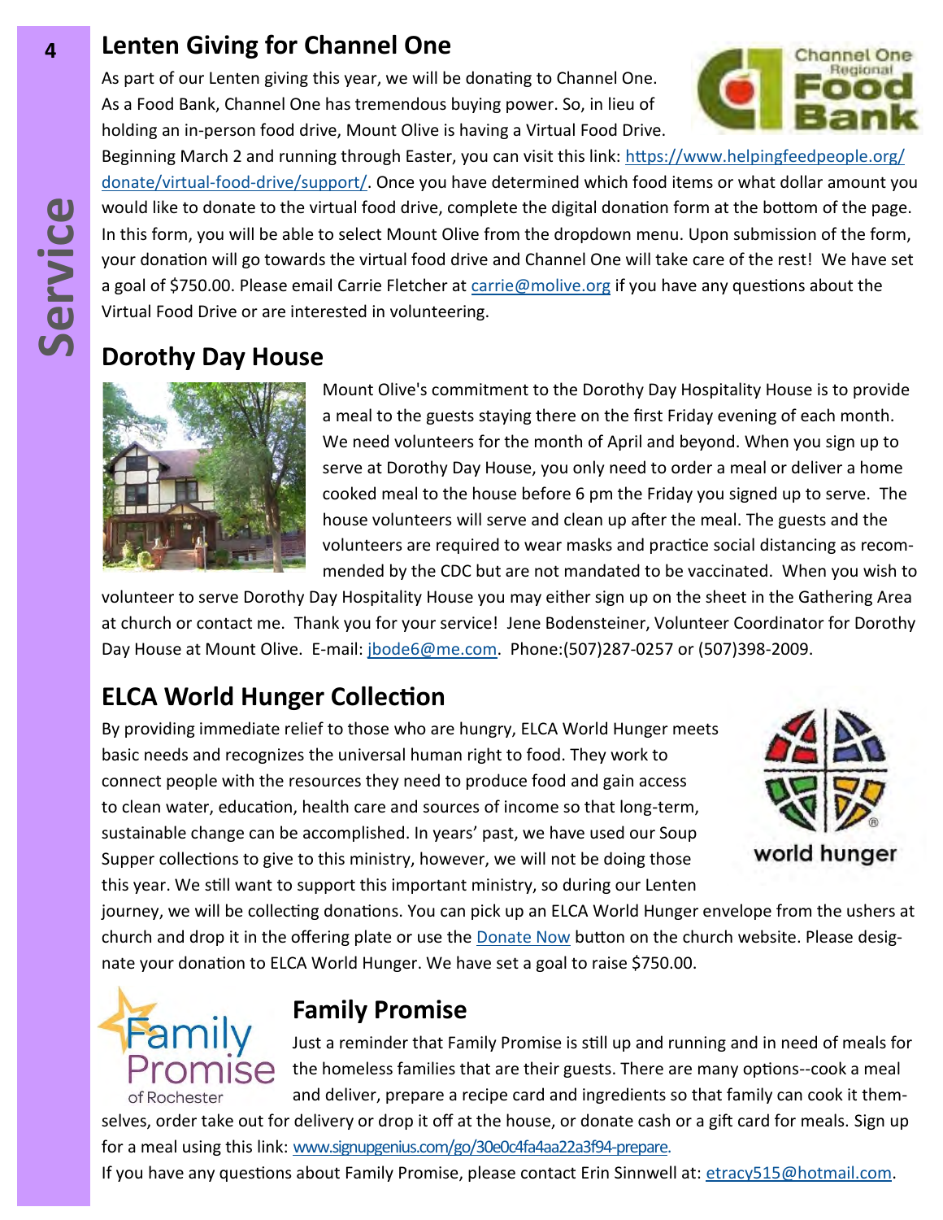## Lenten Giving for Channel One

As part of our Lenten giving this year, we will be donating to Channel One. As a Food Bank, Channel One has tremendous buying power. So, in lieu of holding an in-person food drive, Mount Olive is having a Virtual Food Drive. Beginning March 2 and running through Easter, you can visit this link: https://www.helpingfeedpeople.org/donate/virtual-food-drive/support/. Once you have determined which food items or what dollar amount you would like to donate to the virtual food drive, complete the digital donation form at the bottom of the page. In this form, you will be able to select Mount Olive from the dropdown menu. Upon submission of the form, your donation will go towards the virtual food drive and Channel One will take care of the rest! We have set a goal of $750.00. Please email Carrie Fletcher at carrie@molive.org if you have any questions about the Virtual Food Drive or are interested in volunteering.

## Dorothy Day House

Mount Olive's commitment to the Dorothy Day Hospitality House is to provide a meal to the guests staying there on the first Friday evening of each month. We need volunteers for the month of April and beyond. When you sign up to serve at Dorothy Day House, you only need to order a meal or deliver a home cooked meal to the house before 6 pm the Friday you signed up to serve. The house volunteers will serve and clean up after the meal. The guests and the volunteers are required to wear masks and practice social distancing as recommended by the CDC but are not mandated to be vaccinated. When you wish to volunteer to serve Dorothy Day Hospitality House you may either sign up on the sheet in the Gathering Area at church or contact me. Thank you for your service! Jene Bodensteiner, Volunteer Coordinator for Dorothy Day House at Mount Olive. E-mail: jbode6@me.com. Phone:(507)287-0257 or (507)398-2009.

## ELCA World Hunger Collection

By providing immediate relief to those who are hungry, ELCA World Hunger meets basic needs and recognizes the universal human right to food. They work to connect people with the resources they need to produce food and gain access to clean water, education, health care and sources of income so that long-term, sustainable change can be accomplished. In years' past, we have used our Soup Supper collections to give to this ministry, however, we will not be doing those this year. We still want to support this important ministry, so during our Lenten journey, we will be collecting donations. You can pick up an ELCA World Hunger envelope from the ushers at church and drop it in the offering plate or use the Donate Now button on the church website. Please designate your donation to ELCA World Hunger. We have set a goal to raise $750.00.

## Family Promise

Just a reminder that Family Promise is still up and running and in need of meals for the homeless families that are their guests. There are many options--cook a meal and deliver, prepare a recipe card and ingredients so that family can cook it themselves, order take out for delivery or drop it off at the house, or donate cash or a gift card for meals. Sign up for a meal using this link: www.signupgenius.com/go/30e0c4fa4aa22a3f94-prepare.

If you have any questions about Family Promise, please contact Erin Sinnwell at: etracy515@hotmail.com.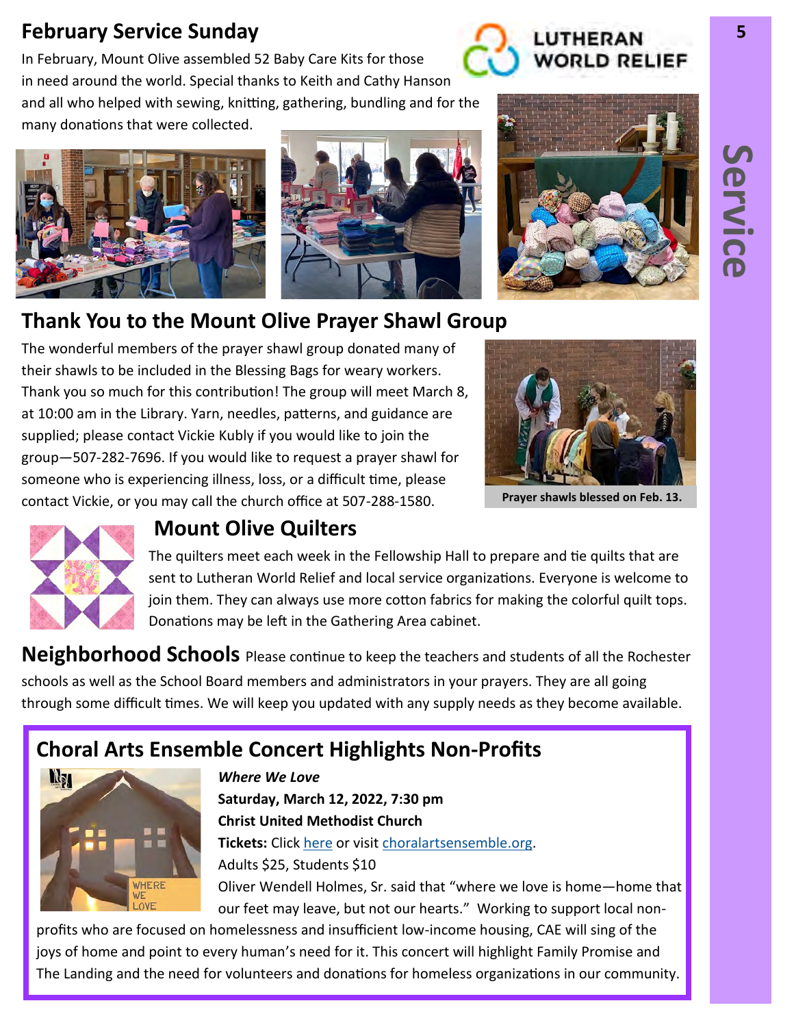## February Service Sunday

In February, Mount Olive assembled 52 Baby Care Kits for those in need around the world. Special thanks to Keith and Cathy Hanson and all who helped with sewing, knitting, gathering, bundling and for the many donations that were collected.

## Thank You to the Mount Olive Prayer Shawl Group

The wonderful members of the prayer shawl group donated many of their shawls to be included in the Blessing Bags for weary workers. Thank you so much for this contribution! The group will meet March 8, at 10:00 am in the Library. Yarn, needles, patterns, and guidance are supplied; please contact Vickie Kubly if you would like to join the group—507-282-7696. If you would like to request a prayer shawl for someone who is experiencing illness, loss, or a difficult time, please contact Vickie, or you may call the church office at 507-288-1580.

**Prayer shawls blessed on Feb. 13.**

## Mount Olive Quilters

The quilters meet each week in the Fellowship Hall to prepare and tie quilts that are sent to Lutheran World Relief and local service organizations. Everyone is welcome to join them. They can always use more cotton fabrics for making the colorful quilt tops. Donations may be left in the Gathering Area cabinet.

**Neighborhood Schools** Please continue to keep the teachers and students of all the Rochester schools as well as the School Board members and administrators in your prayers. They are all going through some difficult times. We will keep you updated with any supply needs as they become available.

## Choral Arts Ensemble Concert Highlights Non-Profits

***Where We Love***
**Saturday, March 12, 2022, 7:30 pm**
**Christ United Methodist Church**
**Tickets:** Click here or visit choralartsensemble.org.
Adults $25, Students $10

Oliver Wendell Holmes, Sr. said that "where we love is home—home that our feet may leave, but not our hearts." Working to support local non-profits who are focused on homelessness and insufficient low-income housing, CAE will sing of the joys of home and point to every human's need for it. This concert will highlight Family Promise and The Landing and the need for volunteers and donations for homeless organizations in our community.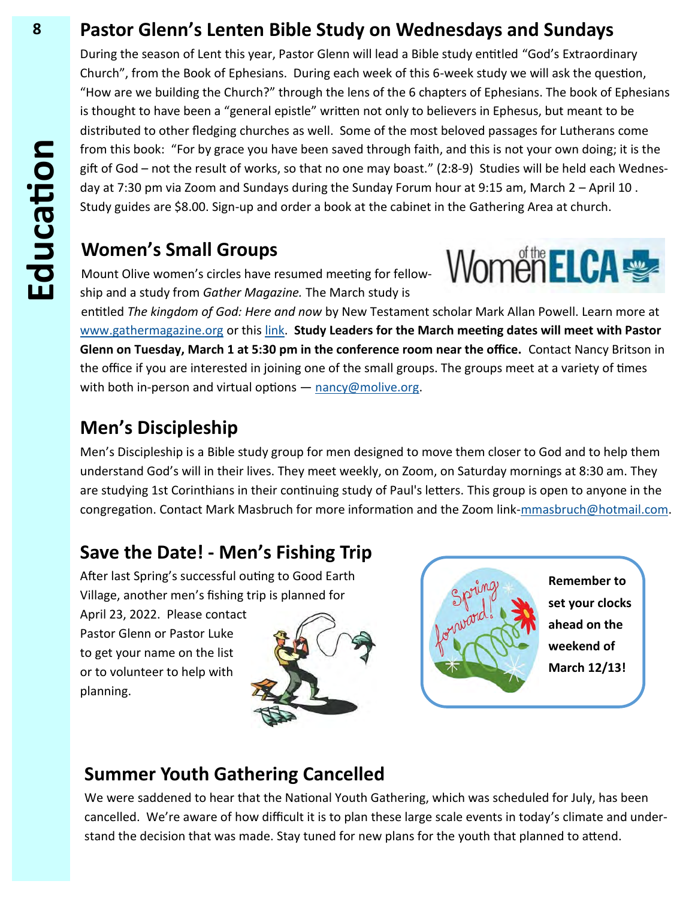## Pastor Glenn's Lenten Bible Study on Wednesdays and Sundays

During the season of Lent this year, Pastor Glenn will lead a Bible study entitled "God's Extraordinary Church", from the Book of Ephesians. During each week of this 6-week study we will ask the question, "How are we building the Church?" through the lens of the 6 chapters of Ephesians. The book of Ephesians is thought to have been a "general epistle" written not only to believers in Ephesus, but meant to be distributed to other fledging churches as well. Some of the most beloved passages for Lutherans come from this book: "For by grace you have been saved through faith, and this is not your own doing; it is the gift of God – not the result of works, so that no one may boast." (2:8-9) Studies will be held each Wednesday at 7:30 pm via Zoom and Sundays during the Sunday Forum hour at 9:15 am, March 2 – April 10 . Study guides are $8.00. Sign-up and order a book at the cabinet in the Gathering Area at church.

## Women's Small Groups

Mount Olive women's circles have resumed meeting for fellowship and a study from *Gather Magazine.* The March study is entitled *The kingdom of God: Here and now* by New Testament scholar Mark Allan Powell. Learn more at www.gathermagazine.org or this link. **Study Leaders for the March meeting dates will meet with Pastor Glenn on Tuesday, March 1 at 5:30 pm in the conference room near the office.** Contact Nancy Britson in the office if you are interested in joining one of the small groups. The groups meet at a variety of times with both in-person and virtual options — nancy@molive.org.

## Men's Discipleship

Men's Discipleship is a Bible study group for men designed to move them closer to God and to help them understand God's will in their lives. They meet weekly, on Zoom, on Saturday mornings at 8:30 am. They are studying 1st Corinthians in their continuing study of Paul's letters. This group is open to anyone in the congregation. Contact Mark Masbruch for more information and the Zoom link-mmasbruch@hotmail.com.

## Save the Date! - Men's Fishing Trip

After last Spring's successful outing to Good Earth Village, another men's fishing trip is planned for April 23, 2022. Please contact Pastor Glenn or Pastor Luke to get your name on the list or to volunteer to help with planning.

**Remember to set your clocks ahead on the weekend of March 12/13!**

## Summer Youth Gathering Cancelled

We were saddened to hear that the National Youth Gathering, which was scheduled for July, has been cancelled. We're aware of how difficult it is to plan these large scale events in today's climate and understand the decision that was made. Stay tuned for new plans for the youth that planned to attend.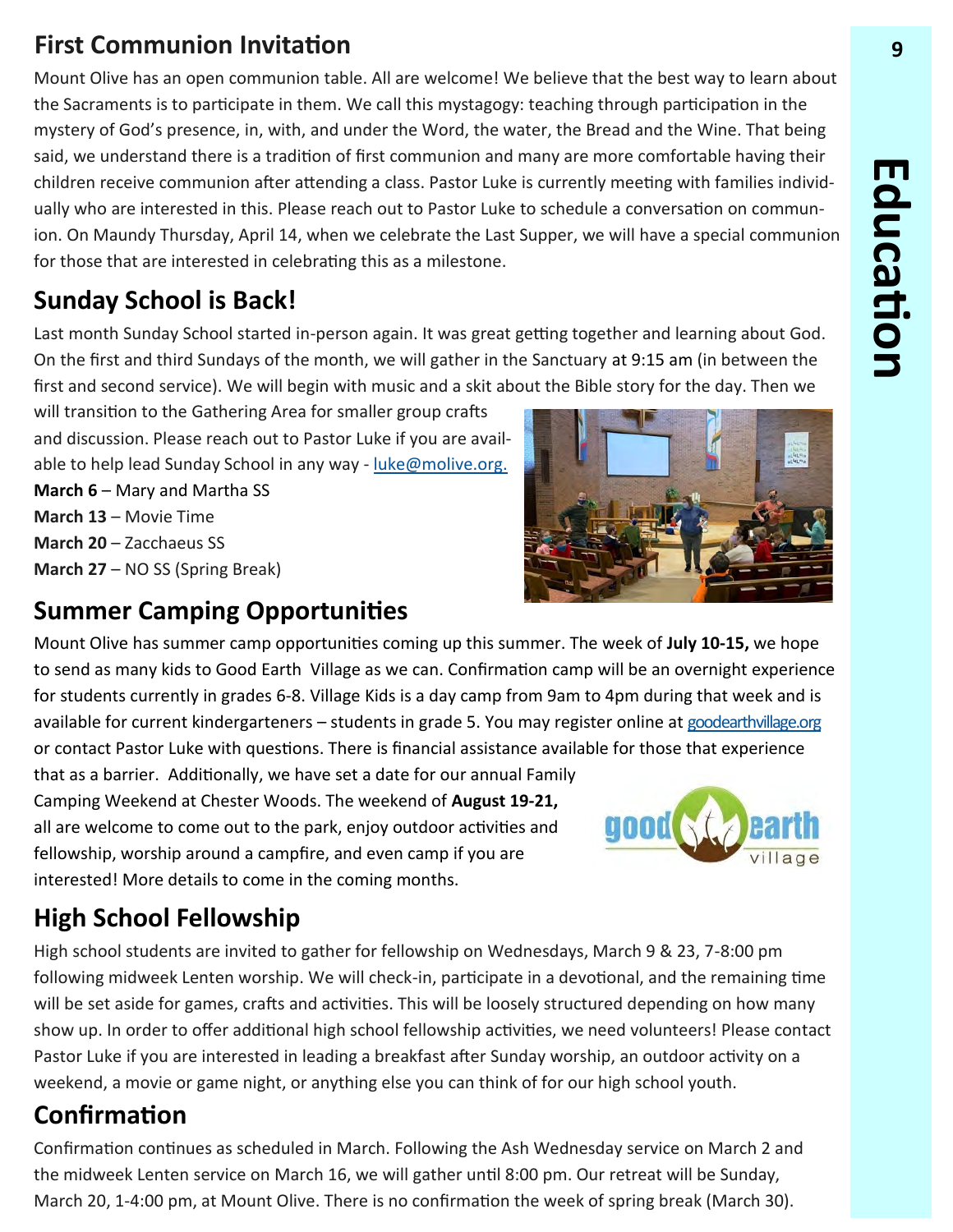## First Communion Invitation

Mount Olive has an open communion table. All are welcome! We believe that the best way to learn about the Sacraments is to participate in them. We call this mystagogy: teaching through participation in the mystery of God's presence, in, with, and under the Word, the water, the Bread and the Wine. That being said, we understand there is a tradition of first communion and many are more comfortable having their children receive communion after attending a class. Pastor Luke is currently meeting with families individually who are interested in this. Please reach out to Pastor Luke to schedule a conversation on communion. On Maundy Thursday, April 14, when we celebrate the Last Supper, we will have a special communion for those that are interested in celebrating this as a milestone.

## Sunday School is Back!

Last month Sunday School started in-person again. It was great getting together and learning about God. On the first and third Sundays of the month, we will gather in the Sanctuary at 9:15 am (in between the first and second service). We will begin with music and a skit about the Bible story for the day. Then we will transition to the Gathering Area for smaller group crafts and discussion. Please reach out to Pastor Luke if you are available to help lead Sunday School in any way - luke@molive.org.

**March 6** – Mary and Martha SS
**March 13** – Movie Time
**March 20** – Zacchaeus SS
**March 27** – NO SS (Spring Break)

## Summer Camping Opportunities

Mount Olive has summer camp opportunities coming up this summer. The week of **July 10-15,** we hope to send as many kids to Good Earth Village as we can. Confirmation camp will be an overnight experience for students currently in grades 6-8. Village Kids is a day camp from 9am to 4pm during that week and is available for current kindergarteners – students in grade 5. You may register online at goodearthvillage.org or contact Pastor Luke with questions. There is financial assistance available for those that experience that as a barrier. Additionally, we have set a date for our annual Family Camping Weekend at Chester Woods. The weekend of **August 19-21,** all are welcome to come out to the park, enjoy outdoor activities and fellowship, worship around a campfire, and even camp if you are interested! More details to come in the coming months.

## High School Fellowship

High school students are invited to gather for fellowship on Wednesdays, March 9 & 23, 7-8:00 pm following midweek Lenten worship. We will check-in, participate in a devotional, and the remaining time will be set aside for games, crafts and activities. This will be loosely structured depending on how many show up. In order to offer additional high school fellowship activities, we need volunteers! Please contact Pastor Luke if you are interested in leading a breakfast after Sunday worship, an outdoor activity on a weekend, a movie or game night, or anything else you can think of for our high school youth.

## Confirmation

Confirmation continues as scheduled in March. Following the Ash Wednesday service on March 2 and the midweek Lenten service on March 16, we will gather until 8:00 pm. Our retreat will be Sunday, March 20, 1-4:00 pm, at Mount Olive. There is no confirmation the week of spring break (March 30).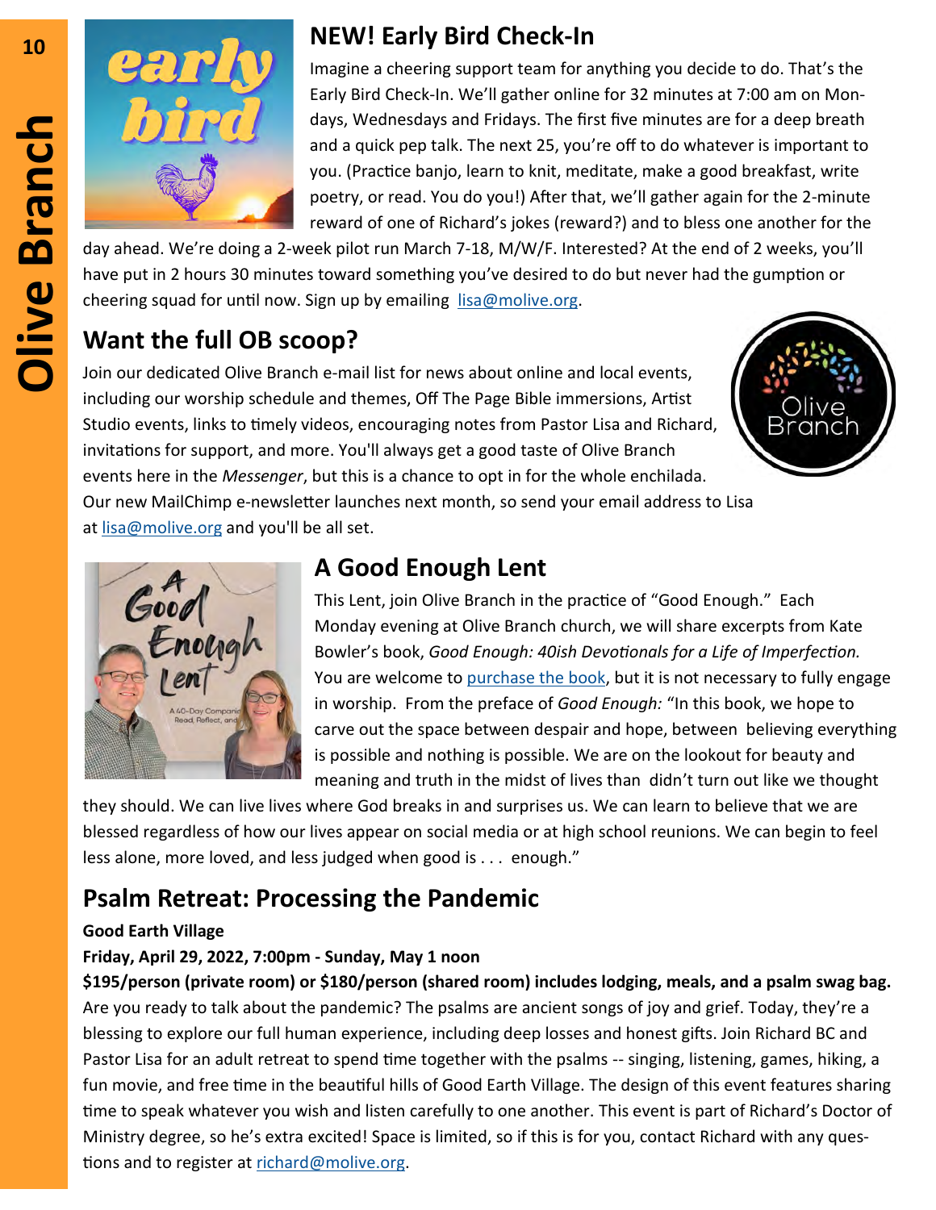## NEW! Early Bird Check-In

Imagine a cheering support team for anything you decide to do. That's the Early Bird Check-In. We'll gather online for 32 minutes at 7:00 am on Mondays, Wednesdays and Fridays. The first five minutes are for a deep breath and a quick pep talk. The next 25, you're off to do whatever is important to you. (Practice banjo, learn to knit, meditate, make a good breakfast, write poetry, or read. You do you!) After that, we'll gather again for the 2-minute reward of one of Richard's jokes (reward?) and to bless one another for the day ahead. We're doing a 2-week pilot run March 7-18, M/W/F. Interested? At the end of 2 weeks, you'll have put in 2 hours 30 minutes toward something you've desired to do but never had the gumption or cheering squad for until now. Sign up by emailing lisa@molive.org.

## Want the full OB scoop?

Join our dedicated Olive Branch e-mail list for news about online and local events, including our worship schedule and themes, Off The Page Bible immersions, Artist Studio events, links to timely videos, encouraging notes from Pastor Lisa and Richard, invitations for support, and more. You'll always get a good taste of Olive Branch events here in the *Messenger*, but this is a chance to opt in for the whole enchilada. Our new MailChimp e-newsletter launches next month, so send your email address to Lisa at lisa@molive.org and you'll be all set.

## A Good Enough Lent

This Lent, join Olive Branch in the practice of "Good Enough." Each Monday evening at Olive Branch church, we will share excerpts from Kate Bowler's book, *Good Enough: 40ish Devotionals for a Life of Imperfection.* You are welcome to purchase the book, but it is not necessary to fully engage in worship. From the preface of *Good Enough:* "In this book, we hope to carve out the space between despair and hope, between believing everything is possible and nothing is possible. We are on the lookout for beauty and meaning and truth in the midst of lives than didn't turn out like we thought they should. We can live lives where God breaks in and surprises us. We can learn to believe that we are blessed regardless of how our lives appear on social media or at high school reunions. We can begin to feel less alone, more loved, and less judged when good is . . . enough."

## Psalm Retreat: Processing the Pandemic

**Good Earth Village**

**Friday, April 29, 2022, 7:00pm - Sunday, May 1 noon**

**$195/person (private room) or $180/person (shared room) includes lodging, meals, and a psalm swag bag.**

Are you ready to talk about the pandemic? The psalms are ancient songs of joy and grief. Today, they're a blessing to explore our full human experience, including deep losses and honest gifts. Join Richard BC and Pastor Lisa for an adult retreat to spend time together with the psalms -- singing, listening, games, hiking, a fun movie, and free time in the beautiful hills of Good Earth Village. The design of this event features sharing time to speak whatever you wish and listen carefully to one another. This event is part of Richard's Doctor of Ministry degree, so he's extra excited! Space is limited, so if this is for you, contact Richard with any questions and to register at richard@molive.org.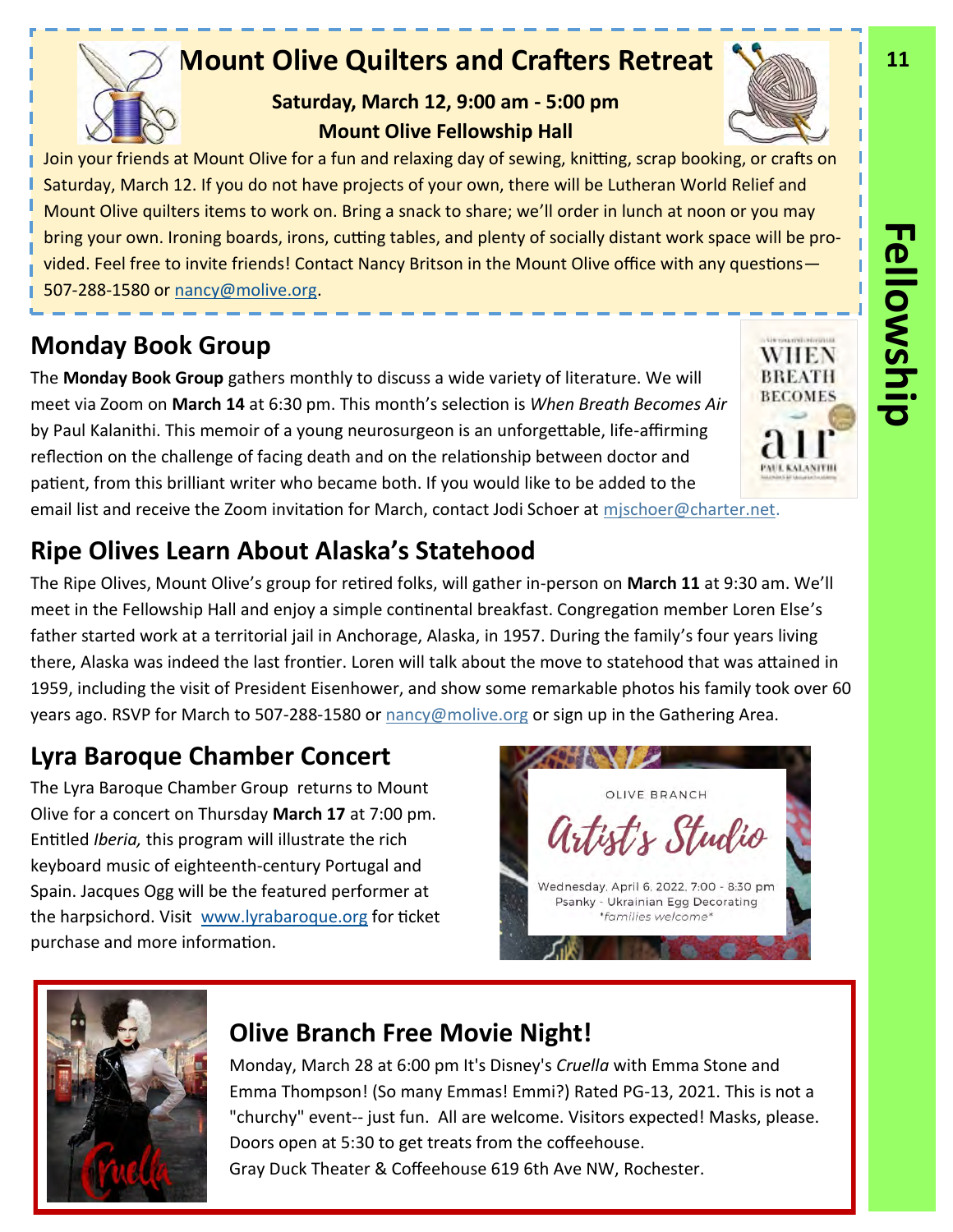# Mount Olive Quilters and Crafters Retreat

**Saturday, March 12, 9:00 am - 5:00 pm**
**Mount Olive Fellowship Hall**

Join your friends at Mount Olive for a fun and relaxing day of sewing, knitting, scrap booking, or crafts on Saturday, March 12. If you do not have projects of your own, there will be Lutheran World Relief and Mount Olive quilters items to work on. Bring a snack to share; we'll order in lunch at noon or you may bring your own. Ironing boards, irons, cutting tables, and plenty of socially distant work space will be provided. Feel free to invite friends! Contact Nancy Britson in the Mount Olive office with any questions—507-288-1580 or nancy@molive.org.

## Monday Book Group

The **Monday Book Group** gathers monthly to discuss a wide variety of literature. We will meet via Zoom on **March 14** at 6:30 pm. This month's selection is *When Breath Becomes Air* by Paul Kalanithi. This memoir of a young neurosurgeon is an unforgettable, life-affirming reflection on the challenge of facing death and on the relationship between doctor and patient, from this brilliant writer who became both. If you would like to be added to the email list and receive the Zoom invitation for March, contact Jodi Schoer at mjschoer@charter.net.

## Ripe Olives Learn About Alaska's Statehood

The Ripe Olives, Mount Olive's group for retired folks, will gather in-person on **March 11** at 9:30 am. We'll meet in the Fellowship Hall and enjoy a simple continental breakfast. Congregation member Loren Else's father started work at a territorial jail in Anchorage, Alaska, in 1957. During the family's four years living there, Alaska was indeed the last frontier. Loren will talk about the move to statehood that was attained in 1959, including the visit of President Eisenhower, and show some remarkable photos his family took over 60 years ago. RSVP for March to 507-288-1580 or nancy@molive.org or sign up in the Gathering Area.

## Lyra Baroque Chamber Concert

The Lyra Baroque Chamber Group returns to Mount Olive for a concert on Thursday **March 17** at 7:00 pm. Entitled *Iberia,* this program will illustrate the rich keyboard music of eighteenth-century Portugal and Spain. Jacques Ogg will be the featured performer at the harpsichord. Visit www.lyrabaroque.org for ticket purchase and more information.

OLIVE BRANCH

Artist's Studio

Wednesday, April 6, 2022, 7:00 - 8:30 pm
Psanky - Ukrainian Egg Decorating
*families welcome*

## Olive Branch Free Movie Night!

Monday, March 28 at 6:00 pm It's Disney's *Cruella* with Emma Stone and Emma Thompson! (So many Emmas! Emmi?) Rated PG-13, 2021. This is not a "churchy" event-- just fun. All are welcome. Visitors expected! Masks, please. Doors open at 5:30 to get treats from the coffeehouse.
Gray Duck Theater & Coffeehouse 619 6th Ave NW, Rochester.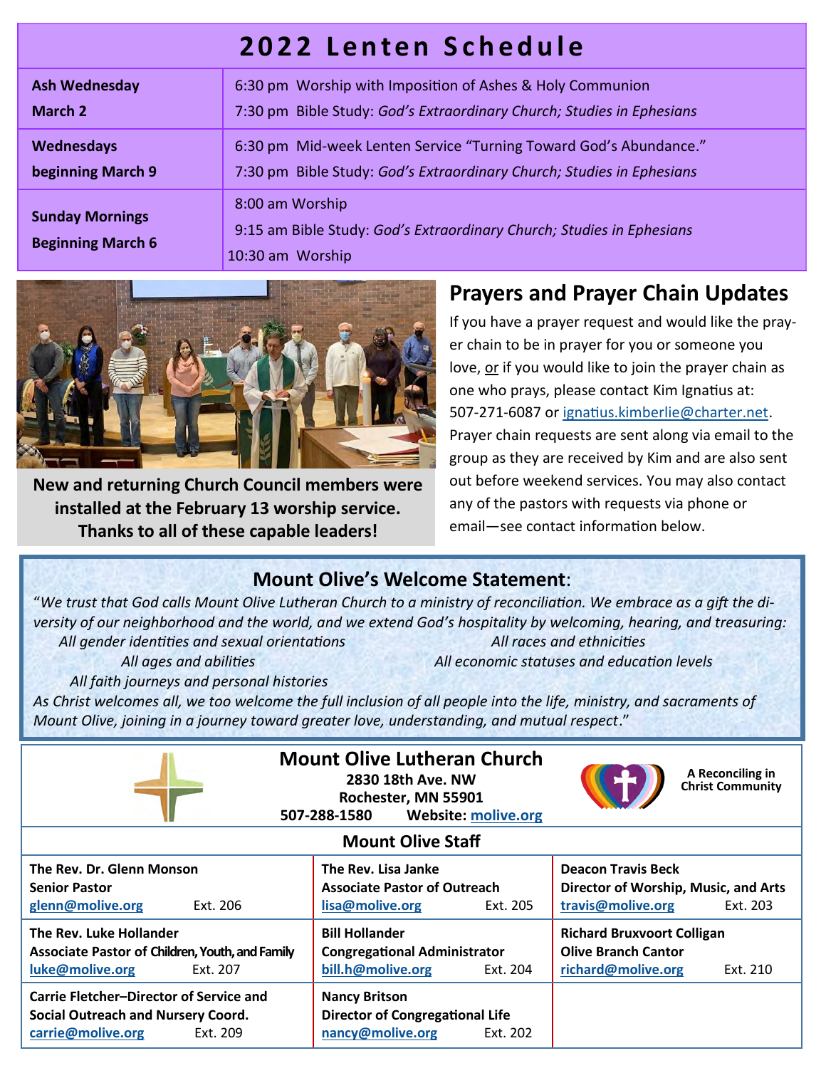# 2022 Lenten Schedule

| | |
|---|---|
| **Ash Wednesday March 2** | 6:30 pm Worship with Imposition of Ashes & Holy Communion<br>7:30 pm Bible Study: *God's Extraordinary Church; Studies in Ephesians* |
| **Wednesdays beginning March 9** | 6:30 pm Mid-week Lenten Service "Turning Toward God's Abundance."<br>7:30 pm Bible Study: *God's Extraordinary Church; Studies in Ephesians* |
| **Sunday Mornings Beginning March 6** | 8:00 am Worship<br>9:15 am Bible Study: *God's Extraordinary Church; Studies in Ephesians*<br>10:30 am Worship |

**New and returning Church Council members were installed at the February 13 worship service. Thanks to all of these capable leaders!**

## Prayers and Prayer Chain Updates

If you have a prayer request and would like the prayer chain to be in prayer for you or someone you love, or if you would like to join the prayer chain as one who prays, please contact Kim Ignatius at: 507-271-6087 or ignatius.kimberlie@charter.net. Prayer chain requests are sent along via email to the group as they are received by Kim and are also sent out before weekend services. You may also contact any of the pastors with requests via phone or email—see contact information below.

## Mount Olive's Welcome Statement:

"*We trust that God calls Mount Olive Lutheran Church to a ministry of reconciliation. We embrace as a gift the diversity of our neighborhood and the world, and we extend God's hospitality by welcoming, hearing, and treasuring:*

*All gender identities and sexual orientations*
*All races and ethnicities*
*All ages and abilities*
*All economic statuses and education levels*
*All faith journeys and personal histories*

*As Christ welcomes all, we too welcome the full inclusion of all people into the life, ministry, and sacraments of Mount Olive, joining in a journey toward greater love, understanding, and mutual respect*."

**Mount Olive Lutheran Church**
**2830 18th Ave. NW**
**Rochester, MN 55901**
**507-288-1580 Website: molive.org**

**A Reconciling in Christ Community**

### Mount Olive Staff

| | | |
|---|---|---|
| **The Rev. Dr. Glenn Monson**<br>**Senior Pastor**<br>glenn@molive.org Ext. 206 | **The Rev. Lisa Janke**<br>**Associate Pastor of Outreach**<br>lisa@molive.org Ext. 205 | **Deacon Travis Beck**<br>**Director of Worship, Music, and Arts**<br>travis@molive.org Ext. 203 |
| **The Rev. Luke Hollander**<br>**Associate Pastor of Children, Youth, and Family**<br>luke@molive.org Ext. 207 | **Bill Hollander**<br>**Congregational Administrator**<br>bill.h@molive.org Ext. 204 | **Richard Bruxvoort Colligan**<br>**Olive Branch Cantor**<br>richard@molive.org Ext. 210 |
| **Carrie Fletcher–Director of Service and Social Outreach and Nursery Coord.**<br>carrie@molive.org Ext. 209 | **Nancy Britson**<br>**Director of Congregational Life**<br>nancy@molive.org Ext. 202 | |